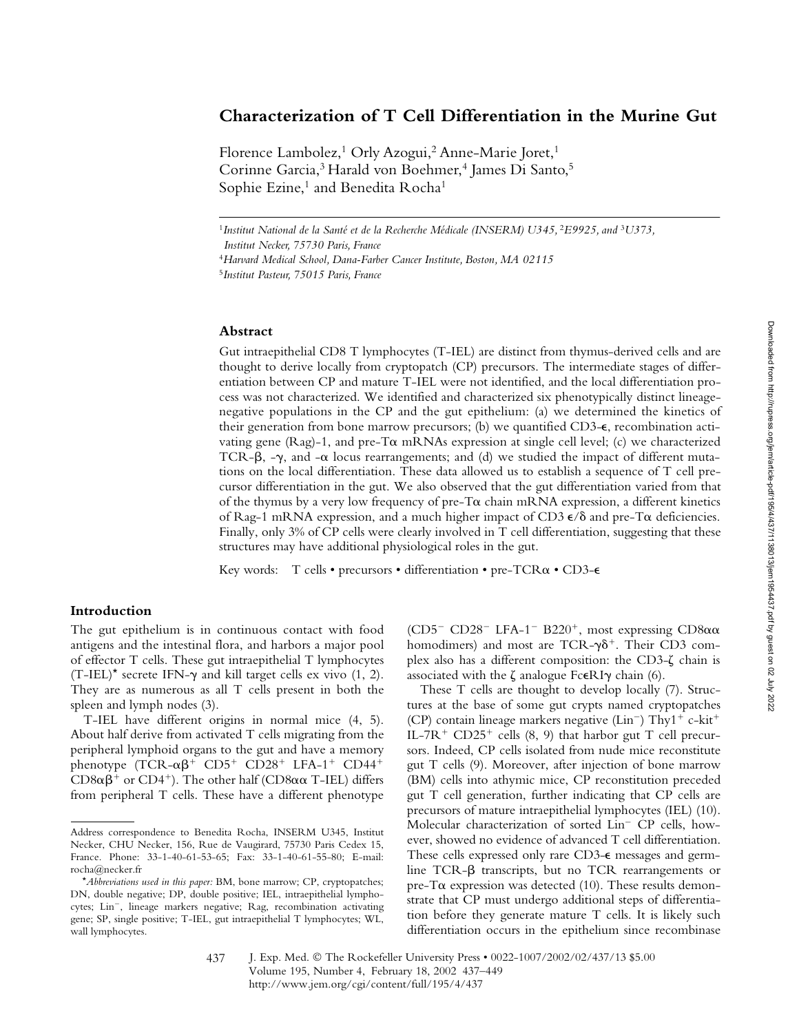# Characterization of T Cell Differentiation in the Murine Gut

Florence Lambolez,[1] Orly Azogui,[2] Anne-Marie Joret,[1] Corinne Garcia,[3] Harald von Boehmer,[4] James Di Santo,[5] Sophie Ezine,[1] and Benedita Rocha[1]

[1]*Institut National de la Santé et de la Recherche Médicale (INSERM) U345,* [2]*E9925, and* [3]*U373, Institut Necker, 75730 Paris, France*

[4]*Harvard Medical School, Dana-Farber Cancer Institute, Boston, MA 02115*

[5]*Institut Pasteur, 75015 Paris, France*

## Abstract

Gut intraepithelial CD8 T lymphocytes (T-IEL) are distinct from thymus-derived cells and are thought to derive locally from cryptopatch (CP) precursors. The intermediate stages of differentiation between CP and mature T-IEL were not identified, and the local differentiation process was not characterized. We identified and characterized six phenotypically distinct lineage-negative populations in the CP and the gut epithelium: (a) we determined the kinetics of their generation from bone marrow precursors; (b) we quantified CD3-ε, recombination activating gene (Rag)-1, and pre-Tα mRNAs expression at single cell level; (c) we characterized TCR-β, -γ, and -α locus rearrangements; and (d) we studied the impact of different mutations on the local differentiation. These data allowed us to establish a sequence of T cell precursor differentiation in the gut. We also observed that the gut differentiation varied from that of the thymus by a very low frequency of pre-Tα chain mRNA expression, a different kinetics of Rag-1 mRNA expression, and a much higher impact of CD3 ε/δ and pre-Tα deficiencies. Finally, only 3% of CP cells were clearly involved in T cell differentiation, suggesting that these structures may have additional physiological roles in the gut.

Key words: T cells • precursors • differentiation • pre-TCRα • CD3-ε

## Introduction

The gut epithelium is in continuous contact with food antigens and the intestinal flora, and harbors a major pool of effector T cells. These gut intraepithelial T lymphocytes (T-IEL)* secrete IFN-γ and kill target cells ex vivo (1, 2). They are as numerous as all T cells present in both the spleen and lymph nodes (3).

T-IEL have different origins in normal mice (4, 5). About half derive from activated T cells migrating from the peripheral lymphoid organs to the gut and have a memory phenotype (TCR-$\alpha\beta^+$ $CD5^+$ $CD28^+$ LFA-$1^+$ $CD44^+$ $CD8\alpha\beta^+$ or $CD4^+$). The other half (CD8αα T-IEL) differs from peripheral T cells. These have a different phenotype ($CD5^-$ $CD28^-$ LFA-$1^-$ $B220^+$, most expressing CD8αα homodimers) and most are TCR-$\gamma\delta^+$. Their CD3 complex also has a different composition: the CD3-ζ chain is associated with the ζ analogue FcεRIγ chain (6).

These T cells are thought to develop locally (7). Structures at the base of some gut crypts named cryptopatches (CP) contain lineage markers negative ($Lin^-$) $Thy1^+$ c-$kit^+$ IL-$7R^+$ $CD25^+$ cells (8, 9) that harbor gut T cell precursors. Indeed, CP cells isolated from nude mice reconstitute gut T cells (9). Moreover, after injection of bone marrow (BM) cells into athymic mice, CP reconstitution preceded gut T cell generation, further indicating that CP cells are precursors of mature intraepithelial lymphocytes (IEL) (10). Molecular characterization of sorted $Lin^-$ CP cells, however, showed no evidence of advanced T cell differentiation. These cells expressed only rare CD3-ε messages and germline TCR-β transcripts, but no TCR rearrangements or pre-Tα expression was detected (10). These results demonstrate that CP must undergo additional steps of differentiation before they generate mature T cells. It is likely such differentiation occurs in the epithelium since recombinase

---

Address correspondence to Benedita Rocha, INSERM U345, Institut Necker, CHU Necker, 156, Rue de Vaugirard, 75730 Paris Cedex 15, France. Phone: 33-1-40-61-53-65; Fax: 33-1-40-61-55-80; E-mail: rocha@necker.fr

**Abbreviations used in this paper:* BM, bone marrow; CP, cryptopatches; DN, double negative; DP, double positive; IEL, intraepithelial lymphocytes; $Lin^-$, lineage markers negative; Rag, recombination activating gene; SP, single positive; T-IEL, gut intraepithelial T lymphocytes; WL, wall lymphocytes.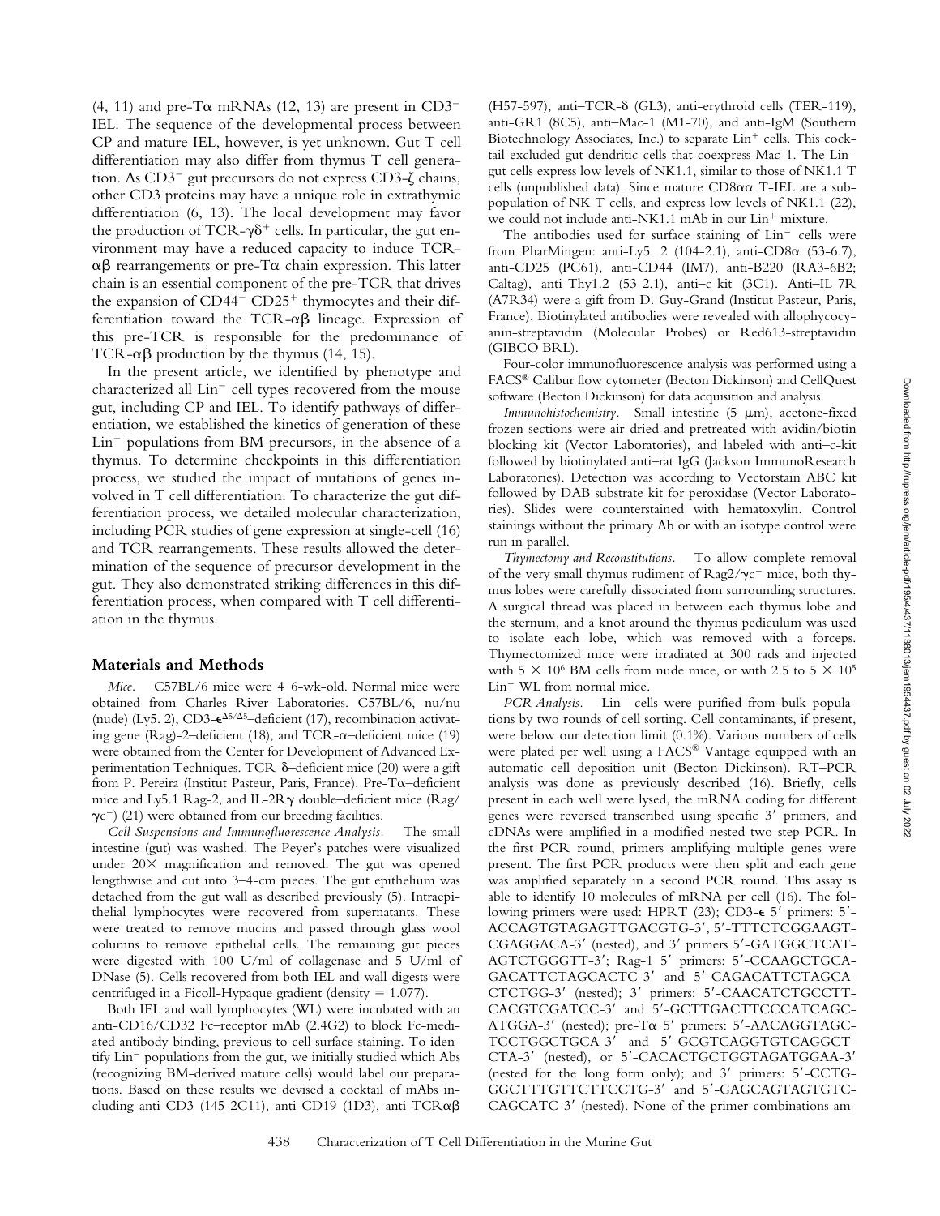(4, 11) and pre-Tα mRNAs (12, 13) are present in CD3⁻ IEL. The sequence of the developmental process between CP and mature IEL, however, is yet unknown. Gut T cell differentiation may also differ from thymus T cell generation. As CD3⁻ gut precursors do not express CD3-ζ chains, other CD3 proteins may have a unique role in extrathymic differentiation (6, 13). The local development may favor the production of TCR-γδ⁺ cells. In particular, the gut environment may have a reduced capacity to induce TCR-αβ rearrangements or pre-Tα chain expression. This latter chain is an essential component of the pre-TCR that drives the expansion of CD44⁻ CD25⁺ thymocytes and their differentiation toward the TCR-αβ lineage. Expression of this pre-TCR is responsible for the predominance of TCR-αβ production by the thymus (14, 15).

In the present article, we identified by phenotype and characterized all Lin⁻ cell types recovered from the mouse gut, including CP and IEL. To identify pathways of differentiation, we established the kinetics of generation of these Lin⁻ populations from BM precursors, in the absence of a thymus. To determine checkpoints in this differentiation process, we studied the impact of mutations of genes involved in T cell differentiation. To characterize the gut differentiation process, we detailed molecular characterization, including PCR studies of gene expression at single-cell (16) and TCR rearrangements. These results allowed the determination of the sequence of precursor development in the gut. They also demonstrated striking differences in this differentiation process, when compared with T cell differentiation in the thymus.

## Materials and Methods

*Mice.* C57BL/6 mice were 4–6-wk-old. Normal mice were obtained from Charles River Laboratories. C57BL/6, nu/nu (nude) (Ly5. 2), CD3-$\epsilon^{\Delta 5/\Delta 5}$–deficient (17), recombination activating gene (Rag)-2–deficient (18), and TCR-α–deficient mice (19) were obtained from the Center for Development of Advanced Experimentation Techniques. TCR-δ–deficient mice (20) were a gift from P. Pereira (Institut Pasteur, Paris, France). Pre-Tα–deficient mice and Ly5.1 Rag-2, and IL-2Rγ double–deficient mice (Rag/γc⁻) (21) were obtained from our breeding facilities.

*Cell Suspensions and Immunofluorescence Analysis.* The small intestine (gut) was washed. The Peyer's patches were visualized under 20× magnification and removed. The gut was opened lengthwise and cut into 3–4-cm pieces. The gut epithelium was detached from the gut wall as described previously (5). Intraepithelial lymphocytes were recovered from supernatants. These were treated to remove mucins and passed through glass wool columns to remove epithelial cells. The remaining gut pieces were digested with 100 U/ml of collagenase and 5 U/ml of DNase (5). Cells recovered from both IEL and wall digests were centrifuged in a Ficoll-Hypaque gradient (density = 1.077).

Both IEL and wall lymphocytes (WL) were incubated with an anti-CD16/CD32 Fc–receptor mAb (2.4G2) to block Fc-mediated antibody binding, previous to cell surface staining. To identify Lin⁻ populations from the gut, we initially studied which Abs (recognizing BM-derived mature cells) would label our preparations. Based on these results we devised a cocktail of mAbs including anti-CD3 (145-2C11), anti-CD19 (1D3), anti-TCRαβ (H57-597), anti–TCR-δ (GL3), anti-erythroid cells (TER-119), anti-GR1 (8C5), anti–Mac-1 (M1-70), and anti-IgM (Southern Biotechnology Associates, Inc.) to separate Lin⁺ cells. This cocktail excluded gut dendritic cells that coexpress Mac-1. The Lin⁻ gut cells express low levels of NK1.1, similar to those of NK1.1 T cells (unpublished data). Since mature CD8αα T-IEL are a subpopulation of NK T cells, and express low levels of NK1.1 (22), we could not include anti-NK1.1 mAb in our Lin⁺ mixture.

The antibodies used for surface staining of Lin⁻ cells were from PharMingen: anti-Ly5. 2 (104-2.1), anti-CD8α (53-6.7), anti-CD25 (PC61), anti-CD44 (IM7), anti-B220 (RA3-6B2; Caltag), anti-Thy1.2 (53-2.1), anti–c-kit (3C1). Anti–IL-7R (A7R34) were a gift from D. Guy-Grand (Institut Pasteur, Paris, France). Biotinylated antibodies were revealed with allophycocyanin-streptavidin (Molecular Probes) or Red613-streptavidin (GIBCO BRL).

Four-color immunofluorescence analysis was performed using a FACS® Calibur flow cytometer (Becton Dickinson) and CellQuest software (Becton Dickinson) for data acquisition and analysis.

*Immunohistochemistry.* Small intestine (5 μm), acetone-fixed frozen sections were air-dried and pretreated with avidin/biotin blocking kit (Vector Laboratories), and labeled with anti–c-kit followed by biotinylated anti–rat IgG (Jackson ImmunoResearch Laboratories). Detection was according to Vectorstain ABC kit followed by DAB substrate kit for peroxidase (Vector Laboratories). Slides were counterstained with hematoxylin. Control stainings without the primary Ab or with an isotype control were run in parallel.

*Thymectomy and Reconstitutions.* To allow complete removal of the very small thymus rudiment of Rag2/γc⁻ mice, both thymus lobes were carefully dissociated from surrounding structures. A surgical thread was placed in between each thymus lobe and the sternum, and a knot around the thymus pediculum was used to isolate each lobe, which was removed with a forceps. Thymectomized mice were irradiated at 300 rads and injected with $5 \times 10^6$ BM cells from nude mice, or with 2.5 to $5 \times 10^5$ Lin⁻ WL from normal mice.

*PCR Analysis.* Lin⁻ cells were purified from bulk populations by two rounds of cell sorting. Cell contaminants, if present, were below our detection limit (0.1%). Various numbers of cells were plated per well using a FACS® Vantage equipped with an automatic cell deposition unit (Becton Dickinson). RT–PCR analysis was done as previously described (16). Briefly, cells present in each well were lysed, the mRNA coding for different genes were reversed transcribed using specific 3′ primers, and cDNAs were amplified in a modified nested two-step PCR. In the first PCR round, primers amplifying multiple genes were present. The first PCR products were then split and each gene was amplified separately in a second PCR round. This assay is able to identify 10 molecules of mRNA per cell (16). The following primers were used: HPRT (23); CD3-ε 5′ primers: 5′-ACCAGTGTAGAGTTGACGTG-3′, 5′-TTTCTCGGAAGTCGAGGACA-3′ (nested), and 3′ primers 5′-GATGGCTCATAGTCTGGGTT-3′; Rag-1 5′ primers: 5′-CCAAGCTGCAGACATTCTAGCACTC-3′ and 5′-CAGACATTCTAGCACTCTGG-3′ (nested); 3′ primers: 5′-CAACATCTGCCTTCACGTCGATCC-3′ and 5′-GCTTGACTTCCCATCAGCATGGA-3′ (nested); pre-Tα 5′ primers: 5′-AACAGGTAGCTCCTGGCTGCA-3′ and 5′-GCGTCAGGTGTCAGGCTCTA-3′ (nested), or 5′-CACACTGCTGGTAGATGGAA-3′ (nested for the long form only); and 3′ primers: 5′-CCTGGGCTTTGTTCTTCCTG-3′ and 5′-GAGCAGTAGTGTCCAGCATC-3′ (nested). None of the primer combinations am-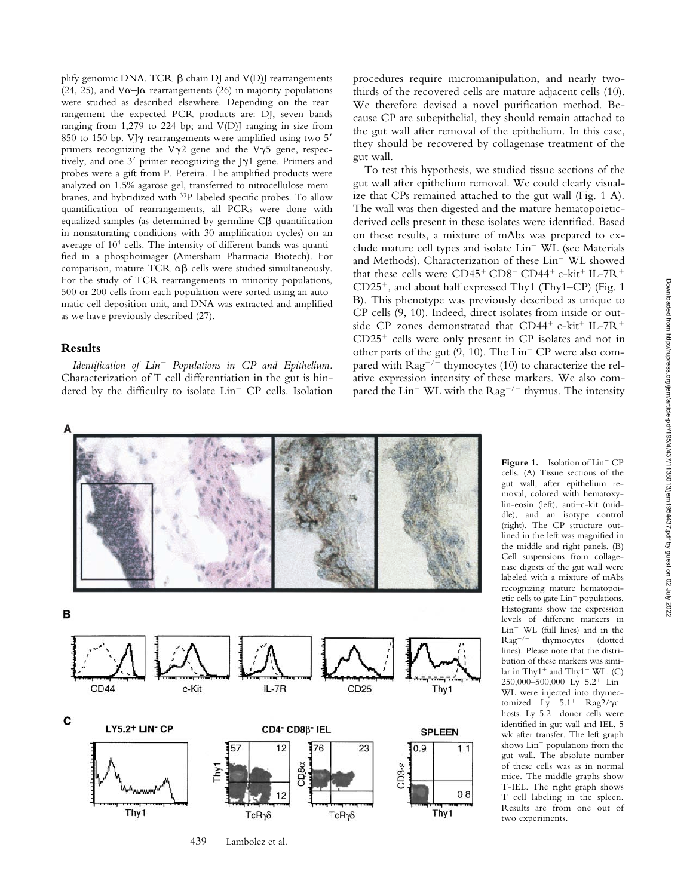plify genomic DNA. TCR-β chain DJ and V(D)J rearrangements (24, 25), and Vα–Jα rearrangements (26) in majority populations were studied as described elsewhere. Depending on the rearrangement the expected PCR products are: DJ, seven bands ranging from 1,279 to 224 bp; and V(D)J ranging in size from 850 to 150 bp. VJγ rearrangements were amplified using two 5′ primers recognizing the Vγ2 gene and the Vγ5 gene, respectively, and one 3′ primer recognizing the Jγ1 gene. Primers and probes were a gift from P. Pereira. The amplified products were analyzed on 1.5% agarose gel, transferred to nitrocellulose membranes, and hybridized with $^{33}$P-labeled specific probes. To allow quantification of rearrangements, all PCRs were done with equalized samples (as determined by germline Cβ quantification in nonsaturating conditions with 30 amplification cycles) on an average of $10^4$ cells. The intensity of different bands was quantified in a phosphoimager (Amersham Pharmacia Biotech). For comparison, mature TCR-αβ cells were studied simultaneously. For the study of TCR rearrangements in minority populations, 500 or 200 cells from each population were sorted using an automatic cell deposition unit, and DNA was extracted and amplified as we have previously described (27).

## Results

*Identification of $Lin^-$ Populations in CP and Epithelium.* Characterization of T cell differentiation in the gut is hindered by the difficulty to isolate $Lin^-$ CP cells. Isolation procedures require micromanipulation, and nearly two-thirds of the recovered cells are mature adjacent cells (10). We therefore devised a novel purification method. Because CP are subepithelial, they should remain attached to the gut wall after removal of the epithelium. In this case, they should be recovered by collagenase treatment of the gut wall.

To test this hypothesis, we studied tissue sections of the gut wall after epithelium removal. We could clearly visualize that CPs remained attached to the gut wall (Fig. 1 A). The wall was then digested and the mature hematopoietic-derived cells present in these isolates were identified. Based on these results, a mixture of mAbs was prepared to exclude mature cell types and isolate $Lin^-$ WL (see Materials and Methods). Characterization of these $Lin^-$ WL showed that these cells were $CD45^+$ $CD8^-$ $CD44^+$ c-kit$^+$ IL-7R$^+$ $CD25^+$, and about half expressed Thy1 (Thy1–CP) (Fig. 1 B). This phenotype was previously described as unique to CP cells (9, 10). Indeed, direct isolates from inside or outside CP zones demonstrated that $CD44^+$ c-kit$^+$ IL-7R$^+$ $CD25^+$ cells were only present in CP isolates and not in other parts of the gut (9, 10). The $Lin^-$ CP were also compared with $Rag^{-/-}$ thymocytes (10) to characterize the relative expression intensity of these markers. We also compared the $Lin^-$ WL with the $Rag^{-/-}$ thymus. The intensity

**Figure 1.** Isolation of $Lin^-$ CP cells. (A) Tissue sections of the gut wall, after epithelium removal, colored with hematoxylin-eosin (left), anti–c-kit (middle), and an isotype control (right). The CP structure outlined in the left was magnified in the middle and right panels. (B) Cell suspensions from collagenase digests of the gut wall were labeled with a mixture of mAbs recognizing mature hematopoietic cells to gate $Lin^-$ populations. Histograms show the expression levels of different markers in $Lin^-$ WL (full lines) and in the $Rag^{-/-}$ thymocytes (dotted lines). Please note that the distribution of these markers was similar in $Thy1^+$ and $Thy1^-$ WL. (C) 250,000–500,000 Ly $5.2^+$ $Lin^-$ WL were injected into thymectomized Ly $5.1^+$ $Rag2/\gamma c^-$ hosts. Ly $5.2^+$ donor cells were identified in gut wall and IEL, 5 wk after transfer. The left graph shows $Lin^-$ populations from the gut wall. The absolute number of these cells was as in normal mice. The middle graphs show T-IEL. The right graph shows T cell labeling in the spleen. Results are from one out of two experiments.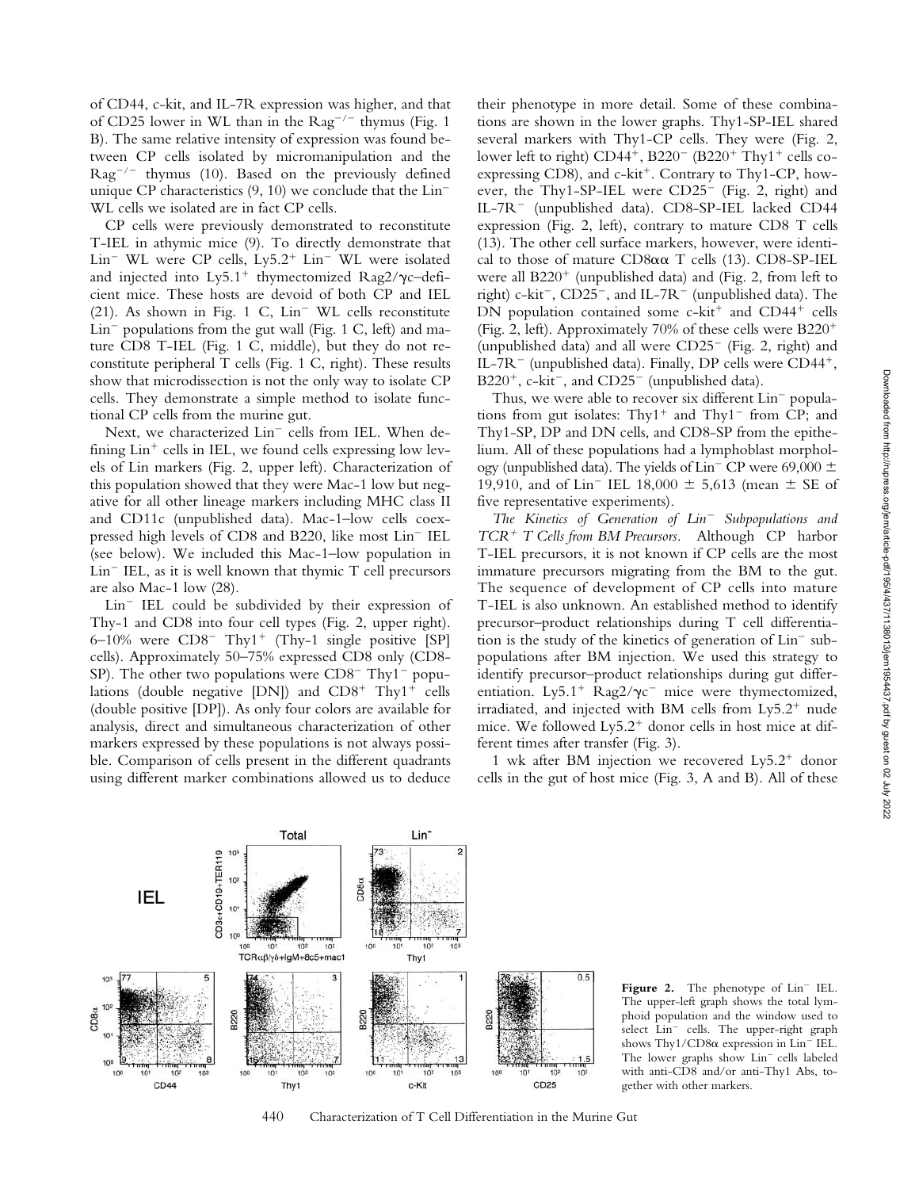of CD44, c-kit, and IL-7R expression was higher, and that of CD25 lower in WL than in the $Rag^{-/-}$ thymus (Fig. 1 B). The same relative intensity of expression was found between CP cells isolated by micromanipulation and the $Rag^{-/-}$ thymus (10). Based on the previously defined unique CP characteristics (9, 10) we conclude that the $Lin^-$ WL cells we isolated are in fact CP cells.

CP cells were previously demonstrated to reconstitute T-IEL in athymic mice (9). To directly demonstrate that $Lin^-$ WL were CP cells, $Ly5.2^+$ $Lin^-$ WL were isolated and injected into $Ly5.1^+$ thymectomized Rag2/γc–deficient mice. These hosts are devoid of both CP and IEL (21). As shown in Fig. 1 C, $Lin^-$ WL cells reconstitute $Lin^-$ populations from the gut wall (Fig. 1 C, left) and mature CD8 T-IEL (Fig. 1 C, middle), but they do not reconstitute peripheral T cells (Fig. 1 C, right). These results show that microdissection is not the only way to isolate CP cells. They demonstrate a simple method to isolate functional CP cells from the murine gut.

Next, we characterized $Lin^-$ cells from IEL. When defining $Lin^+$ cells in IEL, we found cells expressing low levels of Lin markers (Fig. 2, upper left). Characterization of this population showed that they were Mac-1 low but negative for all other lineage markers including MHC class II and CD11c (unpublished data). Mac-1–low cells coexpressed high levels of CD8 and B220, like most $Lin^-$ IEL (see below). We included this Mac-1–low population in $Lin^-$ IEL, as it is well known that thymic T cell precursors are also Mac-1 low (28).

$Lin^-$ IEL could be subdivided by their expression of Thy-1 and CD8 into four cell types (Fig. 2, upper right). 6–10% were $CD8^-$ $Thy1^+$ (Thy-1 single positive [SP] cells). Approximately 50–75% expressed CD8 only (CD8-SP). The other two populations were $CD8^-$ $Thy1^-$ populations (double negative [DN]) and $CD8^+$ $Thy1^+$ cells (double positive [DP]). As only four colors are available for analysis, direct and simultaneous characterization of other markers expressed by these populations is not always possible. Comparison of cells present in the different quadrants using different marker combinations allowed us to deduce their phenotype in more detail. Some of these combinations are shown in the lower graphs. Thy1-SP-IEL shared several markers with Thy1-CP cells. They were (Fig. 2, lower left to right) $CD44^+$, $B220^-$ ($B220^+$ $Thy1^+$ cells coexpressing CD8), and c-$kit^+$. Contrary to Thy1-CP, however, the Thy1-SP-IEL were $CD25^-$ (Fig. 2, right) and $IL\text{-}7R^-$ (unpublished data). CD8-SP-IEL lacked CD44 expression (Fig. 2, left), contrary to mature CD8 T cells (13). The other cell surface markers, however, were identical to those of mature CD8αα T cells (13). CD8-SP-IEL were all $B220^+$ (unpublished data) and (Fig. 2, from left to right) c-$kit^-$, $CD25^-$, and $IL\text{-}7R^-$ (unpublished data). The DN population contained some c-$kit^+$ and $CD44^+$ cells (Fig. 2, left). Approximately 70% of these cells were $B220^+$ (unpublished data) and all were $CD25^-$ (Fig. 2, right) and $IL\text{-}7R^-$ (unpublished data). Finally, DP cells were $CD44^+$, $B220^+$, c-$kit^-$, and $CD25^-$ (unpublished data).

Thus, we were able to recover six different $Lin^-$ populations from gut isolates: $Thy1^+$ and $Thy1^-$ from CP; and Thy1-SP, DP and DN cells, and CD8-SP from the epithelium. All of these populations had a lymphoblast morphology (unpublished data). The yields of $Lin^-$ CP were 69,000 ± 19,910, and of $Lin^-$ IEL 18,000 ± 5,613 (mean ± SE of five representative experiments).

*The Kinetics of Generation of $Lin^-$ Subpopulations and $TCR^+$ T Cells from BM Precursors.* Although CP harbor T-IEL precursors, it is not known if CP cells are the most immature precursors migrating from the BM to the gut. The sequence of development of CP cells into mature T-IEL is also unknown. An established method to identify precursor–product relationships during T cell differentiation is the study of the kinetics of generation of $Lin^-$ subpopulations after BM injection. We used this strategy to identify precursor–product relationships during gut differentiation. $Ly5.1^+$ Rag2/$γc^-$ mice were thymectomized, irradiated, and injected with BM cells from $Ly5.2^+$ nude mice. We followed $Ly5.2^+$ donor cells in host mice at different times after transfer (Fig. 3).

1 wk after BM injection we recovered $Ly5.2^+$ donor cells in the gut of host mice (Fig. 3, A and B). All of these

**Figure 2.** The phenotype of $Lin^-$ IEL. The upper-left graph shows the total lymphoid population and the window used to select $Lin^-$ cells. The upper-right graph shows Thy1/CD8α expression in $Lin^-$ IEL. The lower graphs show $Lin^-$ cells labeled with anti-CD8 and/or anti-Thy1 Abs, together with other markers.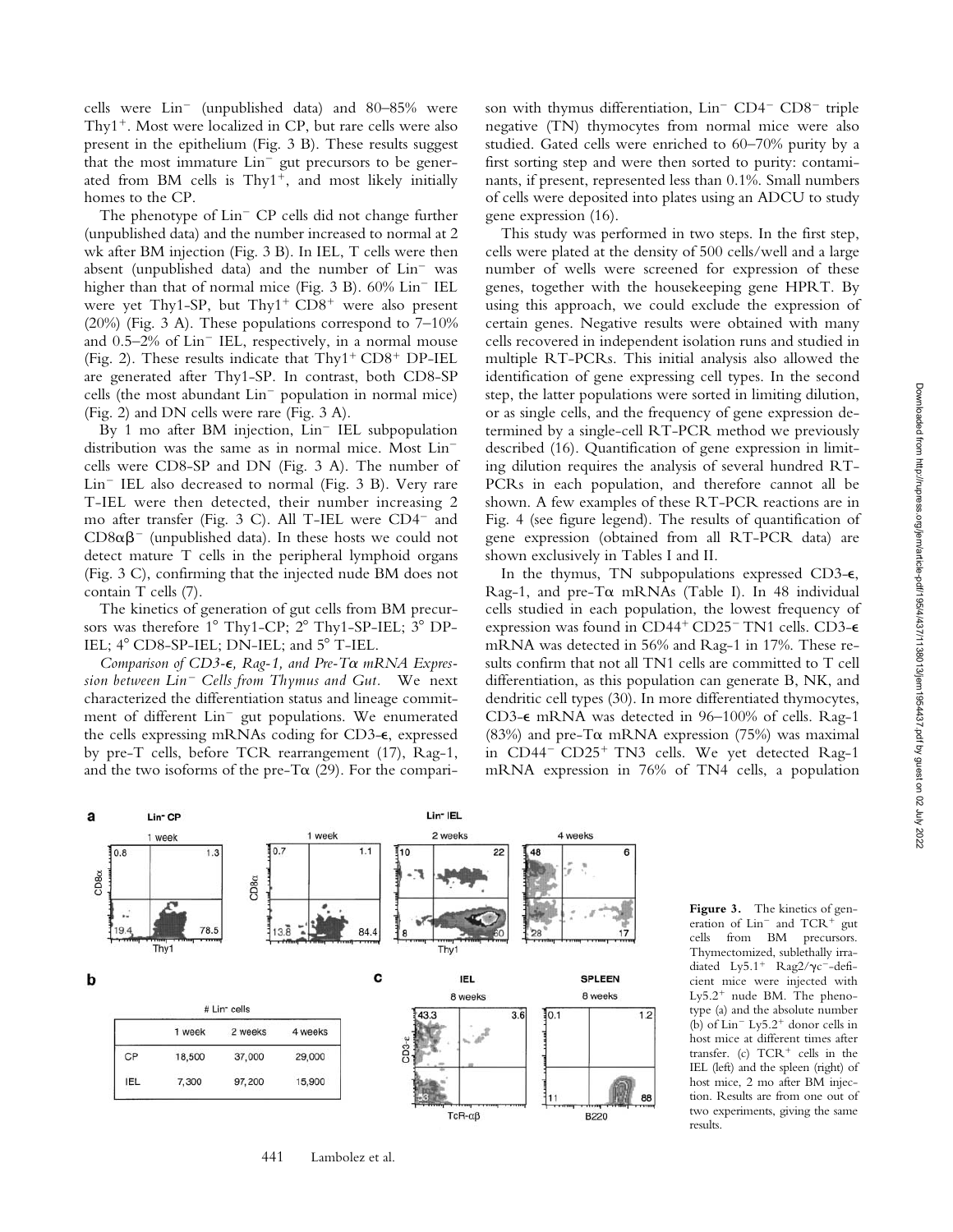cells were Lin$^-$ (unpublished data) and 80–85% were Thy1$^+$. Most were localized in CP, but rare cells were also present in the epithelium (Fig. 3 B). These results suggest that the most immature Lin$^-$ gut precursors to be generated from BM cells is Thy1$^+$, and most likely initially homes to the CP.

The phenotype of Lin$^-$ CP cells did not change further (unpublished data) and the number increased to normal at 2 wk after BM injection (Fig. 3 B). In IEL, T cells were then absent (unpublished data) and the number of Lin$^-$ was higher than that of normal mice (Fig. 3 B). 60% Lin$^-$ IEL were yet Thy1-SP, but Thy1$^+$ CD8$^+$ were also present (20%) (Fig. 3 A). These populations correspond to 7–10% and 0.5–2% of Lin$^-$ IEL, respectively, in a normal mouse (Fig. 2). These results indicate that Thy1$^+$ CD8$^+$ DP-IEL are generated after Thy1-SP. In contrast, both CD8-SP cells (the most abundant Lin$^-$ population in normal mice) (Fig. 2) and DN cells were rare (Fig. 3 A).

By 1 mo after BM injection, Lin$^-$ IEL subpopulation distribution was the same as in normal mice. Most Lin$^-$ cells were CD8-SP and DN (Fig. 3 A). The number of Lin$^-$ IEL also decreased to normal (Fig. 3 B). Very rare T-IEL were then detected, their number increasing 2 mo after transfer (Fig. 3 C). All T-IEL were CD4$^-$ and CD8$\alpha\beta^-$ (unpublished data). In these hosts we could not detect mature T cells in the peripheral lymphoid organs (Fig. 3 C), confirming that the injected nude BM does not contain T cells (7).

The kinetics of generation of gut cells from BM precursors was therefore 1° Thy1-CP; 2° Thy1-SP-IEL; 3° DP-IEL; 4° CD8-SP-IEL; DN-IEL; and 5° T-IEL.

*Comparison of CD3-$\epsilon$, Rag-1, and Pre-T$\alpha$ mRNA Expression between Lin$^-$ Cells from Thymus and Gut.* We next characterized the differentiation status and lineage commitment of different Lin$^-$ gut populations. We enumerated the cells expressing mRNAs coding for CD3-$\epsilon$, expressed by pre-T cells, before TCR rearrangement (17), Rag-1, and the two isoforms of the pre-T$\alpha$ (29). For the comparison with thymus differentiation, Lin$^-$ CD4$^-$ CD8$^-$ triple negative (TN) thymocytes from normal mice were also studied. Gated cells were enriched to 60–70% purity by a first sorting step and were then sorted to purity: contaminants, if present, represented less than 0.1%. Small numbers of cells were deposited into plates using an ADCU to study gene expression (16).

This study was performed in two steps. In the first step, cells were plated at the density of 500 cells/well and a large number of wells were screened for expression of these genes, together with the housekeeping gene HPRT. By using this approach, we could exclude the expression of certain genes. Negative results were obtained with many cells recovered in independent isolation runs and studied in multiple RT-PCRs. This initial analysis also allowed the identification of gene expressing cell types. In the second step, the latter populations were sorted in limiting dilution, or as single cells, and the frequency of gene expression determined by a single-cell RT-PCR method we previously described (16). Quantification of gene expression in limiting dilution requires the analysis of several hundred RT-PCRs in each population, and therefore cannot all be shown. A few examples of these RT-PCR reactions are in Fig. 4 (see figure legend). The results of quantification of gene expression (obtained from all RT-PCR data) are shown exclusively in Tables I and II.

In the thymus, TN subpopulations expressed CD3-$\epsilon$, Rag-1, and pre-T$\alpha$ mRNAs (Table I). In 48 individual cells studied in each population, the lowest frequency of expression was found in CD44$^+$ CD25$^-$ TN1 cells. CD3-$\epsilon$ mRNA was detected in 56% and Rag-1 in 17%. These results confirm that not all TN1 cells are committed to T cell differentiation, as this population can generate B, NK, and dendritic cell types (30). In more differentiated thymocytes, CD3-$\epsilon$ mRNA was detected in 96–100% of cells. Rag-1 (83%) and pre-T$\alpha$ mRNA expression (75%) was maximal in CD44$^-$ CD25$^+$ TN3 cells. We yet detected Rag-1 mRNA expression in 76% of TN4 cells, a population

| | # Lin$^-$ cells | | |
|---|---|---|---|
| | 1 week | 2 weeks | 4 weeks |
| CP | 18,500 | 37,000 | 29,000 |
| IEL | 7,300 | 97,200 | 15,900 |

**Figure 3.** The kinetics of generation of Lin$^-$ and TCR$^+$ gut cells from BM precursors. Thymectomized, sublethally irradiated Ly5.1$^+$ Rag2/$\gamma$c$^-$-deficient mice were injected with Ly5.2$^+$ nude BM. The phenotype (a) and the absolute number (b) of Lin$^-$ Ly5.2$^+$ donor cells in host mice at different times after transfer. (c) TCR$^+$ cells in the IEL (left) and the spleen (right) of host mice, 2 mo after BM injection. Results are from one out of two experiments, giving the same results.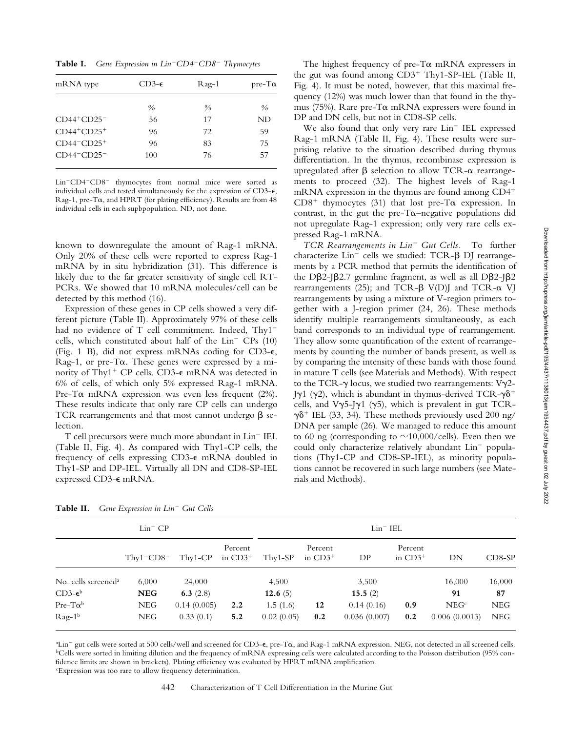**Table I.** *Gene Expression in Lin⁻CD4⁻CD8⁻ Thymocytes*

| mRNA type | CD3-ε | Rag-1 | pre-Tα |
|---|---|---|---|
| | % | % | % |
| $CD44^+CD25^-$ | 56 | 17 | ND |
| $CD44^+CD25^+$ | 96 | 72 | 59 |
| $CD44^-CD25^+$ | 96 | 83 | 75 |
| $CD44^-CD25^-$ | 100 | 76 | 57 |

$Lin^-CD4^-CD8^-$ thymocytes from normal mice were sorted as individual cells and tested simultaneously for the expression of CD3-ε, Rag-1, pre-Tα, and HPRT (for plating efficiency). Results are from 48 individual cells in each supbpopulation. ND, not done.

known to downregulate the amount of Rag-1 mRNA. Only 20% of these cells were reported to express Rag-1 mRNA by in situ hybridization (31). This difference is likely due to the far greater sensitivity of single cell RT-PCRs. We showed that 10 mRNA molecules/cell can be detected by this method (16).

Expression of these genes in CP cells showed a very different picture (Table II). Approximately 97% of these cells had no evidence of T cell commitment. Indeed, $Thy1^-$ cells, which constituted about half of the $Lin^-$ CPs (10) (Fig. 1 B), did not express mRNAs coding for CD3-ε, Rag-1, or pre-Tα. These genes were expressed by a minority of $Thy1^+$ CP cells. CD3-ε mRNA was detected in 6% of cells, of which only 5% expressed Rag-1 mRNA. Pre-Tα mRNA expression was even less frequent (2%). These results indicate that only rare CP cells can undergo TCR rearrangements and that most cannot undergo β selection.

T cell precursors were much more abundant in $Lin^-$ IEL (Table II, Fig. 4). As compared with Thy1-CP cells, the frequency of cells expressing CD3-ε mRNA doubled in Thy1-SP and DP-IEL. Virtually all DN and CD8-SP-IEL expressed CD3-ε mRNA.

The highest frequency of pre-Tα mRNA expressers in the gut was found among $CD3^+$ Thy1-SP-IEL (Table II, Fig. 4). It must be noted, however, that this maximal frequency (12%) was much lower than that found in the thymus (75%). Rare pre-Tα mRNA expressers were found in DP and DN cells, but not in CD8-SP cells.

We also found that only very rare $Lin^-$ IEL expressed Rag-1 mRNA (Table II, Fig. 4). These results were surprising relative to the situation described during thymus differentiation. In the thymus, recombinase expression is upregulated after β selection to allow TCR-α rearrangements to proceed (32). The highest levels of Rag-1 mRNA expression in the thymus are found among $CD4^+CD8^+$ thymocytes (31) that lost pre-Tα expression. In contrast, in the gut the pre-Tα–negative populations did not upregulate Rag-1 expression; only very rare cells expressed Rag-1 mRNA.

*TCR Rearrangements in Lin⁻ Gut Cells.* To further characterize $Lin^-$ cells we studied: TCR-β DJ rearrangements by a PCR method that permits the identification of the Dβ2-Jβ2.7 germline fragment, as well as all Dβ2-Jβ2 rearrangements (25); and TCR-β V(D)J and TCR-α VJ rearrangements by using a mixture of V-region primers together with a J-region primer (24, 26). These methods identify multiple rearrangements simultaneously, as each band corresponds to an individual type of rearrangement. They allow some quantification of the extent of rearrangements by counting the number of bands present, as well as by comparing the intensity of these bands with those found in mature T cells (see Materials and Methods). With respect to the TCR-γ locus, we studied two rearrangements: Vγ2-Jγ1 (γ2), which is abundant in thymus-derived $TCR\text{-}\gamma\delta^+$ cells, and Vγ5-Jγ1 (γ5), which is prevalent in gut $TCR\text{-}\gamma\delta^+$ IEL (33, 34). These methods previously used 200 ng/DNA per sample (26). We managed to reduce this amount to 60 ng (corresponding to ~10,000/cells). Even then we could only characterize relatively abundant $Lin^-$ populations (Thy1-CP and CD8-SP-IEL), as minority populations cannot be recovered in such large numbers (see Materials and Methods).

**Table II.** *Gene Expression in Lin⁻ Gut Cells*

| | $Lin^-$ CP | | | $Lin^-$ IEL | | | | | |
|---|---|---|---|---|---|---|---|---|---|
| | $Thy1^-CD8^-$ | Thy1-CP | Percent in $CD3^+$ | Thy1-SP | Percent in $CD3^+$ | DP | Percent in $CD3^+$ | DN | CD8-SP |
| No. cells screened[a] | 6,000 | 24,000 | | 4,500 | | 3,500 | | 16,000 | 16,000 |
| CD3-ε[b] | **NEG** | **6.3** (2.8) | | **12.6** (5) | | **15.5** (2) | | **91** | **87** |
| Pre-Tα[b] | NEG | 0.14 (0.005) | **2.2** | 1.5 (1.6) | **12** | 0.14 (0.16) | **0.9** | NEG[c] | NEG |
| Rag-1[b] | NEG | 0.33 (0.1) | **5.2** | 0.02 (0.05) | **0.2** | 0.036 (0.007) | **0.2** | 0.006 (0.0013) | NEG |

[a]$Lin^-$ gut cells were sorted at 500 cells/well and screened for CD3-ε, pre-Tα, and Rag-1 mRNA expression. NEG, not detected in all screened cells.
[b]Cells were sorted in limiting dilution and the frequency of mRNA expressing cells were calculated according to the Poisson distribution (95% confidence limits are shown in brackets). Plating efficiency was evaluated by HPRT mRNA amplification.
[c]Expression was too rare to allow frequency determination.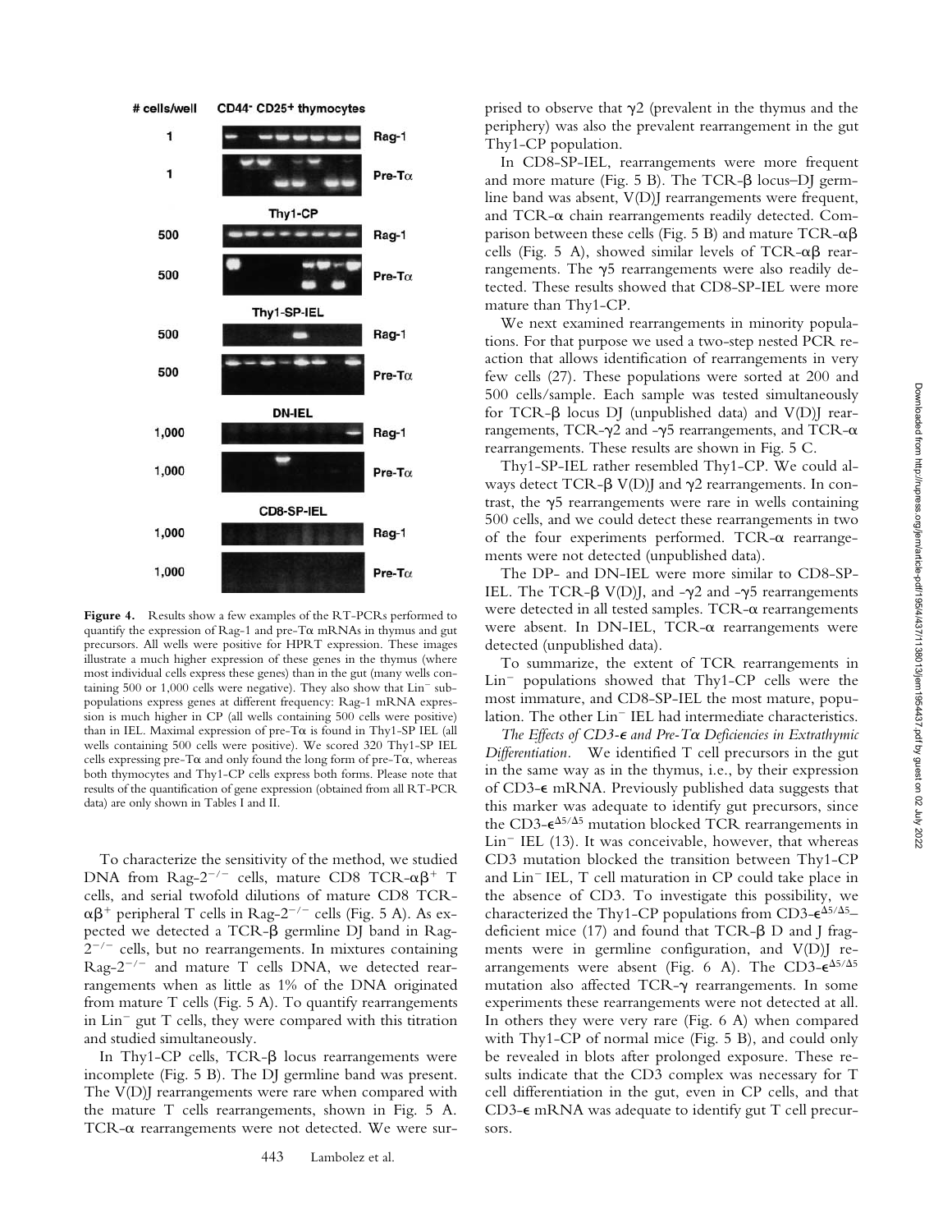**Figure 4.** Results show a few examples of the RT-PCRs performed to quantify the expression of Rag-1 and pre-Tα mRNAs in thymus and gut precursors. All wells were positive for HPRT expression. These images illustrate a much higher expression of these genes in the thymus (where most individual cells express these genes) than in the gut (many wells containing 500 or 1,000 cells were negative). They also show that Lin⁻ subpopulations express genes at different frequency: Rag-1 mRNA expression is much higher in CP (all wells containing 500 cells were positive) than in IEL. Maximal expression of pre-Tα is found in Thy1-SP IEL (all wells containing 500 cells were positive). We scored 320 Thy1-SP IEL cells expressing pre-Tα and only found the long form of pre-Tα, whereas both thymocytes and Thy1-CP cells express both forms. Please note that results of the quantification of gene expression (obtained from all RT-PCR data) are only shown in Tables I and II.

To characterize the sensitivity of the method, we studied DNA from Rag-$2^{-/-}$ cells, mature CD8 TCR-$\alpha\beta^{+}$ T cells, and serial twofold dilutions of mature CD8 TCR-$\alpha\beta^{+}$ peripheral T cells in Rag-$2^{-/-}$ cells (Fig. 5 A). As expected we detected a TCR-β germline DJ band in Rag-$2^{-/-}$ cells, but no rearrangements. In mixtures containing Rag-$2^{-/-}$ and mature T cells DNA, we detected rearrangements when as little as 1% of the DNA originated from mature T cells (Fig. 5 A). To quantify rearrangements in Lin⁻ gut T cells, they were compared with this titration and studied simultaneously.

In Thy1-CP cells, TCR-β locus rearrangements were incomplete (Fig. 5 B). The DJ germline band was present. The V(D)J rearrangements were rare when compared with the mature T cells rearrangements, shown in Fig. 5 A. TCR-α rearrangements were not detected. We were surprised to observe that γ2 (prevalent in the thymus and the periphery) was also the prevalent rearrangement in the gut Thy1-CP population.

In CD8-SP-IEL, rearrangements were more frequent and more mature (Fig. 5 B). The TCR-β locus–DJ germline band was absent, V(D)J rearrangements were frequent, and TCR-α chain rearrangements readily detected. Comparison between these cells (Fig. 5 B) and mature TCR-αβ cells (Fig. 5 A), showed similar levels of TCR-αβ rearrangements. The γ5 rearrangements were also readily detected. These results showed that CD8-SP-IEL were more mature than Thy1-CP.

We next examined rearrangements in minority populations. For that purpose we used a two-step nested PCR reaction that allows identification of rearrangements in very few cells (27). These populations were sorted at 200 and 500 cells/sample. Each sample was tested simultaneously for TCR-β locus DJ (unpublished data) and V(D)J rearrangements, TCR-γ2 and -γ5 rearrangements, and TCR-α rearrangements. These results are shown in Fig. 5 C.

Thy1-SP-IEL rather resembled Thy1-CP. We could always detect TCR-β V(D)J and γ2 rearrangements. In contrast, the γ5 rearrangements were rare in wells containing 500 cells, and we could detect these rearrangements in two of the four experiments performed. TCR-α rearrangements were not detected (unpublished data).

The DP- and DN-IEL were more similar to CD8-SP-IEL. The TCR-β V(D)J, and -γ2 and -γ5 rearrangements were detected in all tested samples. TCR-α rearrangements were absent. In DN-IEL, TCR-α rearrangements were detected (unpublished data).

To summarize, the extent of TCR rearrangements in Lin⁻ populations showed that Thy1-CP cells were the most immature, and CD8-SP-IEL the most mature, population. The other Lin⁻ IEL had intermediate characteristics.

*The Effects of CD3-ε and Pre-Tα Deficiencies in Extrathymic Differentiation.* We identified T cell precursors in the gut in the same way as in the thymus, i.e., by their expression of CD3-ε mRNA. Previously published data suggests that this marker was adequate to identify gut precursors, since the CD3-$\epsilon^{\Delta5/\Delta5}$ mutation blocked TCR rearrangements in Lin⁻ IEL (13). It was conceivable, however, that whereas CD3 mutation blocked the transition between Thy1-CP and Lin⁻ IEL, T cell maturation in CP could take place in the absence of CD3. To investigate this possibility, we characterized the Thy1-CP populations from CD3-$\epsilon^{\Delta5/\Delta5}$–deficient mice (17) and found that TCR-β D and J fragments were in germline configuration, and V(D)J rearrangements were absent (Fig. 6 A). The CD3-$\epsilon^{\Delta5/\Delta5}$ mutation also affected TCR-γ rearrangements. In some experiments these rearrangements were not detected at all. In others they were very rare (Fig. 6 A) when compared with Thy1-CP of normal mice (Fig. 5 B), and could only be revealed in blots after prolonged exposure. These results indicate that the CD3 complex was necessary for T cell differentiation in the gut, even in CP cells, and that CD3-ε mRNA was adequate to identify gut T cell precursors.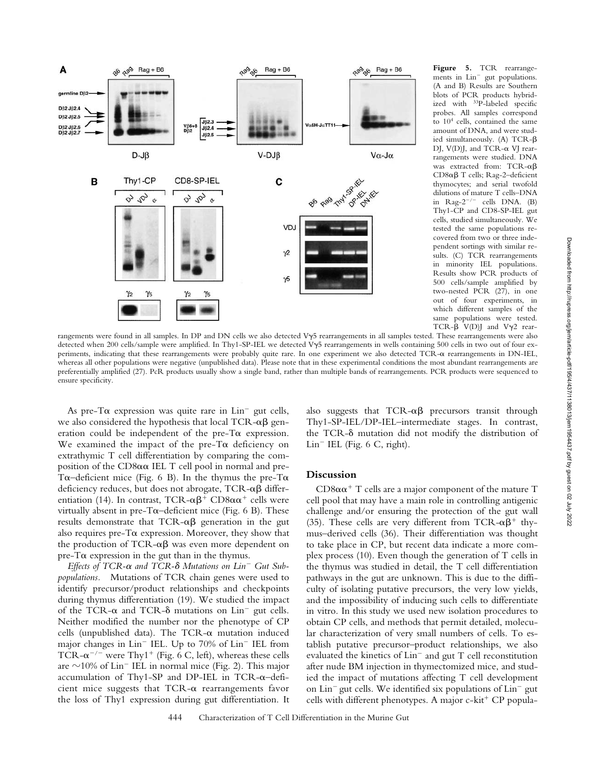**Figure 5.** TCR rearrangements in Lin$^-$ gut populations. (A and B) Results are Southern blots of PCR products hybridized with $^{33}$P-labeled specific probes. All samples correspond to $10^4$ cells, contained the same amount of DNA, and were studied simultaneously. (A) TCR-β DJ, V(D)J, and TCR-α VJ rearrangements were studied. DNA was extracted from: TCR-αβ CD8αβ T cells; Rag-2–deficient thymocytes; and serial twofold dilutions of mature T cells–DNA in Rag-2$^{-/-}$ cells DNA. (B) Thy1-CP and CD8-SP-IEL gut cells, studied simultaneously. We tested the same populations recovered from two or three independent sortings with similar results. (C) TCR rearrangements in minority IEL populations. Results show PCR products of 500 cells/sample amplified by two-nested PCR (27), in one out of four experiments, in which different samples of the same populations were tested. TCR-β V(D)J and Vγ2 rearrangements were found in all samples. In DP and DN cells we also detected Vγ5 rearrangements in all samples tested. These rearrangements were also detected when 200 cells/sample were amplified. In Thy1-SP-IEL we detected Vγ5 rearrangements in wells containing 500 cells in two out of four experiments, indicating that these rearrangements were probably quite rare. In one experiment we also detected TCR-α rearrangements in DN-IEL, whereas all other populations were negative (unpublished data). Please note that in these experimental conditions the most abundant rearrangements are preferentially amplified (27). PcR products usually show a single band, rather than multiple bands of rearrangements. PCR products were sequenced to ensure specificity.

As pre-Tα expression was quite rare in Lin$^-$ gut cells, we also considered the hypothesis that local TCR-αβ generation could be independent of the pre-Tα expression. We examined the impact of the pre-Tα deficiency on extrathymic T cell differentiation by comparing the composition of the CD8αα IEL T cell pool in normal and pre-Tα–deficient mice (Fig. 6 B). In the thymus the pre-Tα deficiency reduces, but does not abrogate, TCR-αβ differentiation (14). In contrast, TCR-αβ$^+$ CD8αα$^+$ cells were virtually absent in pre-Tα–deficient mice (Fig. 6 B). These results demonstrate that TCR-αβ generation in the gut also requires pre-Tα expression. Moreover, they show that the production of TCR-αβ was even more dependent on pre-Tα expression in the gut than in the thymus.

*Effects of TCR-α and TCR-δ Mutations on Lin$^-$ Gut Subpopulations.* Mutations of TCR chain genes were used to identify precursor/product relationships and checkpoints during thymus differentiation (19). We studied the impact of the TCR-α and TCR-δ mutations on Lin$^-$ gut cells. Neither modified the number nor the phenotype of CP cells (unpublished data). The TCR-α mutation induced major changes in Lin$^-$ IEL. Up to 70% of Lin$^-$ IEL from TCR-α$^{-/-}$ were Thy1$^+$ (Fig. 6 C, left), whereas these cells are ~10% of Lin$^-$ IEL in normal mice (Fig. 2). This major accumulation of Thy1-SP and DP-IEL in TCR-α–deficient mice suggests that TCR-α rearrangements favor the loss of Thy1 expression during gut differentiation. It also suggests that TCR-αβ precursors transit through Thy1-SP-IEL/DP-IEL–intermediate stages. In contrast, the TCR-δ mutation did not modify the distribution of Lin$^-$ IEL (Fig. 6 C, right).

## Discussion

CD8αα$^+$ T cells are a major component of the mature T cell pool that may have a main role in controlling antigenic challenge and/or ensuring the protection of the gut wall (35). These cells are very different from TCR-αβ$^+$ thymus–derived cells (36). Their differentiation was thought to take place in CP, but recent data indicate a more complex process (10). Even though the generation of T cells in the thymus was studied in detail, the T cell differentiation pathways in the gut are unknown. This is due to the difficulty of isolating putative precursors, the very low yields, and the impossibility of inducing such cells to differentiate in vitro. In this study we used new isolation procedures to obtain CP cells, and methods that permit detailed, molecular characterization of very small numbers of cells. To establish putative precursor–product relationships, we also evaluated the kinetics of Lin$^-$ and gut T cell reconstitution after nude BM injection in thymectomized mice, and studied the impact of mutations affecting T cell development on Lin$^-$ gut cells. We identified six populations of Lin$^-$ gut cells with different phenotypes. A major c-kit$^+$ CP popula-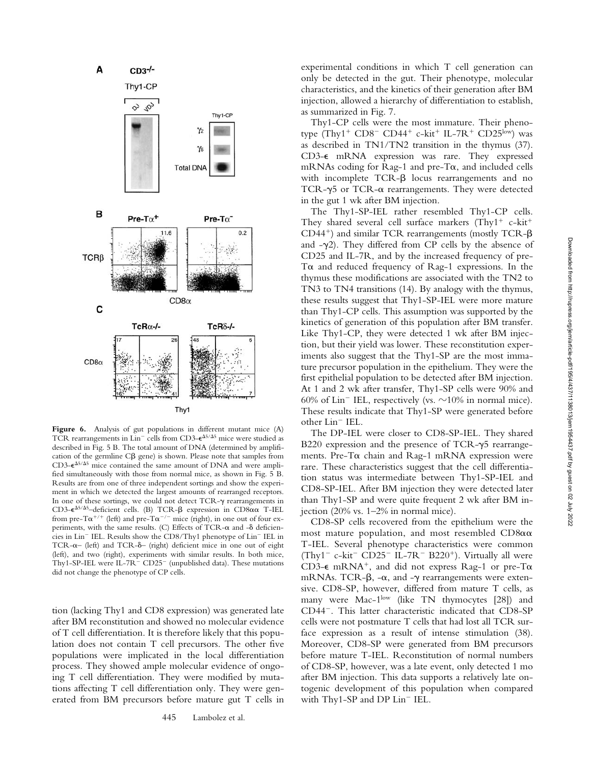Figure 6. Analysis of gut populations in different mutant mice (A) TCR rearrangements in Lin$^-$ cells from CD3-$\epsilon^{\Delta5/\Delta5}$ mice were studied as described in Fig. 5 B. The total amount of DNA (determined by amplification of the germline C$\beta$ gene) is shown. Please note that samples from CD3-$\epsilon^{\Delta5/\Delta5}$ mice contained the same amount of DNA and were amplified simultaneously with those from normal mice, as shown in Fig. 5 B. Results are from one of three independent sortings and show the experiment in which we detected the largest amounts of rearranged receptors. In one of these sortings, we could not detect TCR-$\gamma$ rearrangements in CD3-$\epsilon^{\Delta5/\Delta5}$–deficient cells. (B) TCR-$\beta$ expression in CD8$\alpha\alpha$ T-IEL from pre-T$\alpha^{+/+}$ (left) and pre-T$\alpha^{-/-}$ mice (right), in one out of four experiments, with the same results. (C) Effects of TCR-$\alpha$ and -$\delta$ deficiencies in Lin$^-$ IEL. Results show the CD8/Thy1 phenotype of Lin$^-$ IEL in TCR-$\alpha$– (left) and TCR-$\delta$– (right) deficient mice in one out of eight (left), and two (right), experiments with similar results. In both mice, Thy1-SP-IEL were IL-7R$^-$ CD25$^-$ (unpublished data). These mutations did not change the phenotype of CP cells.

tion (lacking Thy1 and CD8 expression) was generated late after BM reconstitution and showed no molecular evidence of T cell differentiation. It is therefore likely that this population does not contain T cell precursors. The other five populations were implicated in the local differentiation process. They showed ample molecular evidence of ongoing T cell differentiation. They were modified by mutations affecting T cell differentiation only. They were generated from BM precursors before mature gut T cells in experimental conditions in which T cell generation can only be detected in the gut. Their phenotype, molecular characteristics, and the kinetics of their generation after BM injection, allowed a hierarchy of differentiation to establish, as summarized in Fig. 7.

Thy1-CP cells were the most immature. Their phenotype (Thy1$^+$ CD8$^-$ CD44$^+$ c-kit$^+$ IL-7R$^+$ CD25$^{low}$) was as described in TN1/TN2 transition in the thymus (37). CD3-$\epsilon$ mRNA expression was rare. They expressed mRNAs coding for Rag-1 and pre-T$\alpha$, and included cells with incomplete TCR-$\beta$ locus rearrangements and no TCR-$\gamma$5 or TCR-$\alpha$ rearrangements. They were detected in the gut 1 wk after BM injection.

The Thy1-SP-IEL rather resembled Thy1-CP cells. They shared several cell surface markers (Thy1$^+$ c-kit$^+$ CD44$^+$) and similar TCR rearrangements (mostly TCR-$\beta$ and -$\gamma$2). They differed from CP cells by the absence of CD25 and IL-7R, and by the increased frequency of pre-T$\alpha$ and reduced frequency of Rag-1 expressions. In the thymus these modifications are associated with the TN2 to TN3 to TN4 transitions (14). By analogy with the thymus, these results suggest that Thy1-SP-IEL were more mature than Thy1-CP cells. This assumption was supported by the kinetics of generation of this population after BM transfer. Like Thy1-CP, they were detected 1 wk after BM injection, but their yield was lower. These reconstitution experiments also suggest that the Thy1-SP are the most immature precursor population in the epithelium. They were the first epithelial population to be detected after BM injection. At 1 and 2 wk after transfer, Thy1-SP cells were 90% and 60% of Lin$^-$ IEL, respectively (vs. ~10% in normal mice). These results indicate that Thy1-SP were generated before other Lin$^-$ IEL.

The DP-IEL were closer to CD8-SP-IEL. They shared B220 expression and the presence of TCR-$\gamma$5 rearrangements. Pre-T$\alpha$ chain and Rag-1 mRNA expression were rare. These characteristics suggest that the cell differentiation status was intermediate between Thy1-SP-IEL and CD8-SP-IEL. After BM injection they were detected later than Thy1-SP and were quite frequent 2 wk after BM injection (20% vs. 1–2% in normal mice).

CD8-SP cells recovered from the epithelium were the most mature population, and most resembled CD8$\alpha\alpha$ T-IEL. Several phenotype characteristics were common (Thy1$^-$ c-kit$^-$ CD25$^-$ IL-7R$^-$ B220$^+$). Virtually all were CD3-$\epsilon$ mRNA$^+$, and did not express Rag-1 or pre-T$\alpha$ mRNAs. TCR-$\beta$, -$\alpha$, and -$\gamma$ rearrangements were extensive. CD8-SP, however, differed from mature T cells, as many were Mac-1$^{low}$ (like TN thymocytes [28]) and CD44$^-$. This latter characteristic indicated that CD8-SP cells were not postmature T cells that had lost all TCR surface expression as a result of intense stimulation (38). Moreover, CD8-SP were generated from BM precursors before mature T-IEL. Reconstitution of normal numbers of CD8-SP, however, was a late event, only detected 1 mo after BM injection. This data supports a relatively late ontogenic development of this population when compared with Thy1-SP and DP Lin$^-$ IEL.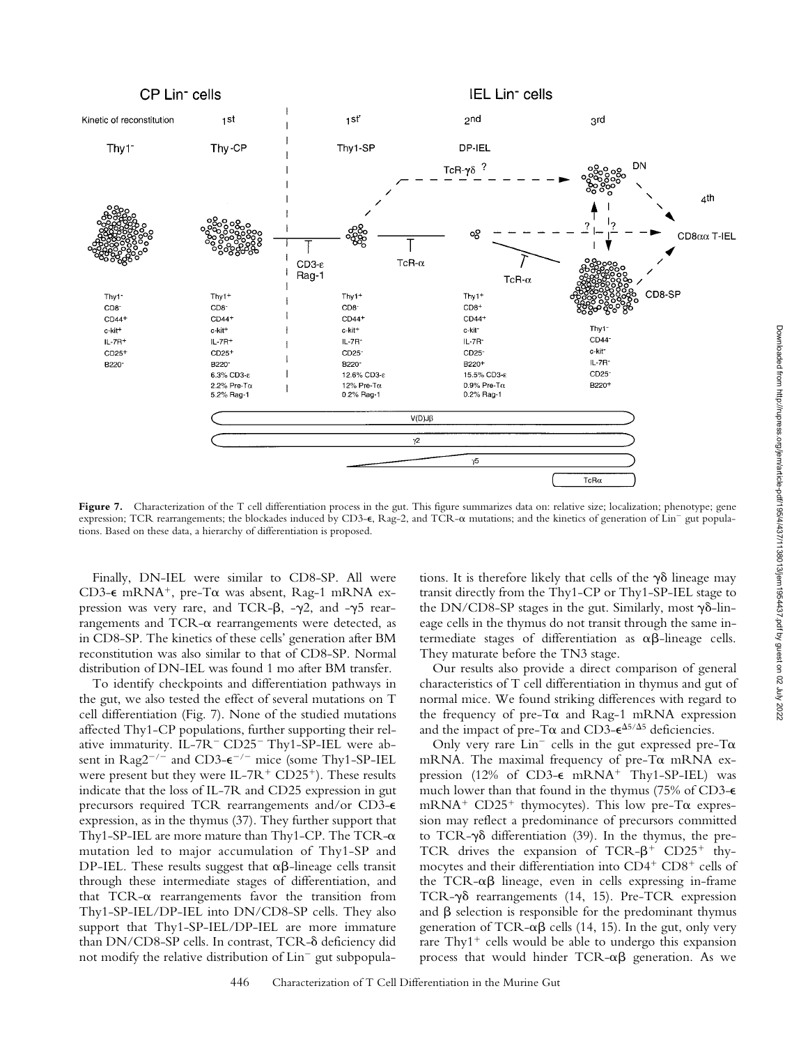**Figure 7.** Characterization of the T cell differentiation process in the gut. This figure summarizes data on: relative size; localization; phenotype; gene expression; TCR rearrangements; the blockades induced by CD3-ε, Rag-2, and TCR-α mutations; and the kinetics of generation of Lin⁻ gut populations. Based on these data, a hierarchy of differentiation is proposed.

Finally, DN-IEL were similar to CD8-SP. All were CD3-ε mRNA⁺, pre-Tα was absent, Rag-1 mRNA expression was very rare, and TCR-β, -γ2, and -γ5 rearrangements and TCR-α rearrangements were detected, as in CD8-SP. The kinetics of these cells' generation after BM reconstitution was also similar to that of CD8-SP. Normal distribution of DN-IEL was found 1 mo after BM transfer.

To identify checkpoints and differentiation pathways in the gut, we also tested the effect of several mutations on T cell differentiation (Fig. 7). None of the studied mutations affected Thy1-CP populations, further supporting their relative immaturity. IL-7R⁻ CD25⁻ Thy1-SP-IEL were absent in $Rag2^{-/-}$ and $CD3\text{-}\epsilon^{-/-}$ mice (some Thy1-SP-IEL were present but they were IL-7R⁺ CD25⁺). These results indicate that the loss of IL-7R and CD25 expression in gut precursors required TCR rearrangements and/or CD3-ε expression, as in the thymus (37). They further support that Thy1-SP-IEL are more mature than Thy1-CP. The TCR-α mutation led to major accumulation of Thy1-SP and DP-IEL. These results suggest that αβ-lineage cells transit through these intermediate stages of differentiation, and that TCR-α rearrangements favor the transition from Thy1-SP-IEL/DP-IEL into DN/CD8-SP cells. They also support that Thy1-SP-IEL/DP-IEL are more immature than DN/CD8-SP cells. In contrast, TCR-δ deficiency did not modify the relative distribution of Lin⁻ gut subpopulations. It is therefore likely that cells of the γδ lineage may transit directly from the Thy1-CP or Thy1-SP-IEL stage to the DN/CD8-SP stages in the gut. Similarly, most γδ-lineage cells in the thymus do not transit through the same intermediate stages of differentiation as αβ-lineage cells. They maturate before the TN3 stage.

Our results also provide a direct comparison of general characteristics of T cell differentiation in thymus and gut of normal mice. We found striking differences with regard to the frequency of pre-Tα and Rag-1 mRNA expression and the impact of pre-Tα and $CD3\text{-}\epsilon^{\Delta5/\Delta5}$ deficiencies.

Only very rare Lin⁻ cells in the gut expressed pre-Tα mRNA. The maximal frequency of pre-Tα mRNA expression (12% of CD3-ε mRNA⁺ Thy1-SP-IEL) was much lower than that found in the thymus (75% of CD3-ε mRNA⁺ CD25⁺ thymocytes). This low pre-Tα expression may reflect a predominance of precursors committed to TCR-γδ differentiation (39). In the thymus, the pre-TCR drives the expansion of TCR-β⁺ CD25⁺ thymocytes and their differentiation into CD4⁺ CD8⁺ cells of the TCR-αβ lineage, even in cells expressing in-frame TCR-γδ rearrangements (14, 15). Pre-TCR expression and β selection is responsible for the predominant thymus generation of TCR-αβ cells (14, 15). In the gut, only very rare Thy1⁺ cells would be able to undergo this expansion process that would hinder TCR-αβ generation. As we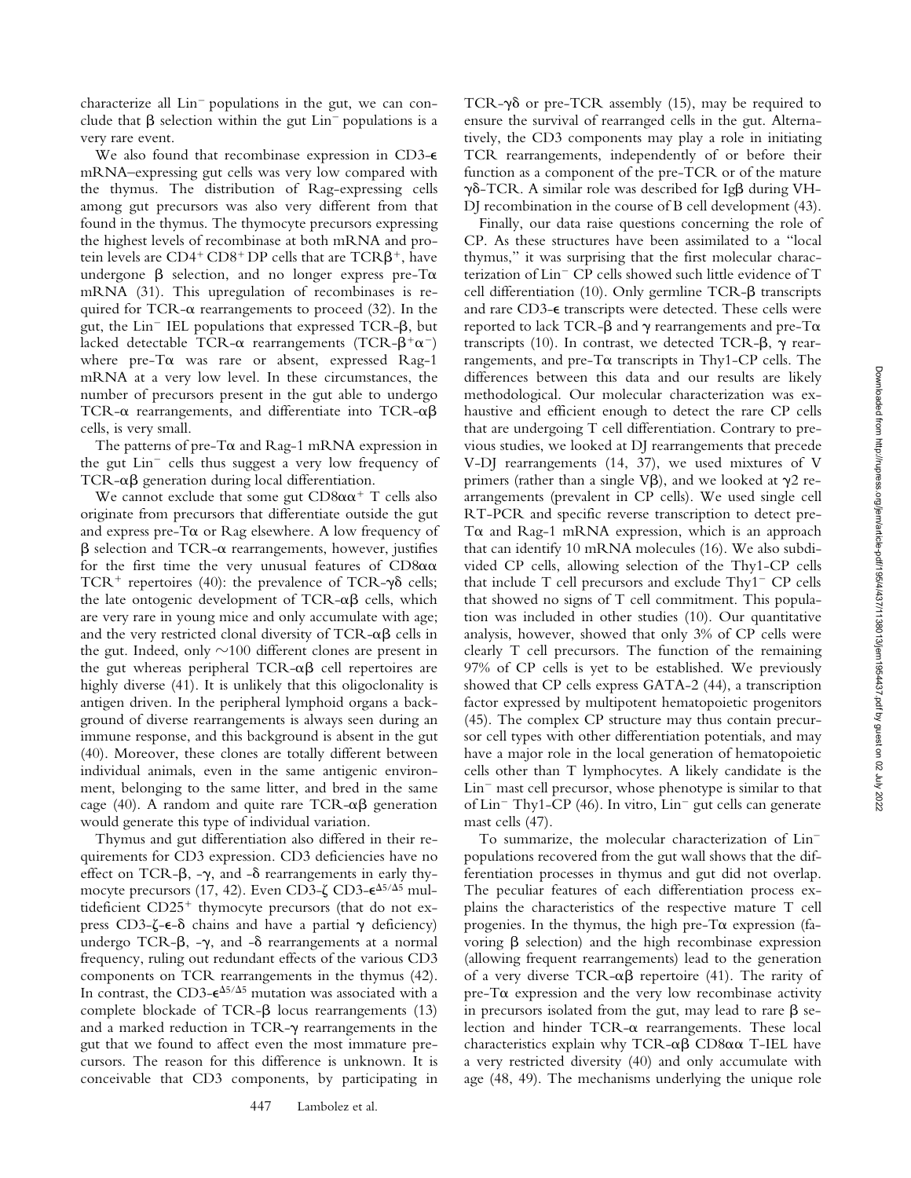characterize all Lin$^-$ populations in the gut, we can conclude that β selection within the gut Lin$^-$ populations is a very rare event.

We also found that recombinase expression in CD3-ε mRNA–expressing gut cells was very low compared with the thymus. The distribution of Rag-expressing cells among gut precursors was also very different from that found in the thymus. The thymocyte precursors expressing the highest levels of recombinase at both mRNA and protein levels are CD4$^+$ CD8$^+$ DP cells that are TCRβ$^+$, have undergone β selection, and no longer express pre-Tα mRNA (31). This upregulation of recombinases is required for TCR-α rearrangements to proceed (32). In the gut, the Lin$^-$ IEL populations that expressed TCR-β, but lacked detectable TCR-α rearrangements (TCR-β$^+$α$^-$) where pre-Tα was rare or absent, expressed Rag-1 mRNA at a very low level. In these circumstances, the number of precursors present in the gut able to undergo TCR-α rearrangements, and differentiate into TCR-αβ cells, is very small.

The patterns of pre-Tα and Rag-1 mRNA expression in the gut Lin$^-$ cells thus suggest a very low frequency of TCR-αβ generation during local differentiation.

We cannot exclude that some gut CD8αα$^+$ T cells also originate from precursors that differentiate outside the gut and express pre-Tα or Rag elsewhere. A low frequency of β selection and TCR-α rearrangements, however, justifies for the first time the very unusual features of CD8αα TCR$^+$ repertoires (40): the prevalence of TCR-γδ cells; the late ontogenic development of TCR-αβ cells, which are very rare in young mice and only accumulate with age; and the very restricted clonal diversity of TCR-αβ cells in the gut. Indeed, only ~100 different clones are present in the gut whereas peripheral TCR-αβ cell repertoires are highly diverse (41). It is unlikely that this oligoclonality is antigen driven. In the peripheral lymphoid organs a background of diverse rearrangements is always seen during an immune response, and this background is absent in the gut (40). Moreover, these clones are totally different between individual animals, even in the same antigenic environment, belonging to the same litter, and bred in the same cage (40). A random and quite rare TCR-αβ generation would generate this type of individual variation.

Thymus and gut differentiation also differed in their requirements for CD3 expression. CD3 deficiencies have no effect on TCR-β, -γ, and -δ rearrangements in early thymocyte precursors (17, 42). Even CD3-ζ CD3-ε$^{\Delta5/\Delta5}$ multideficient CD25$^+$ thymocyte precursors (that do not express CD3-ζ-ε-δ chains and have a partial γ deficiency) undergo TCR-β, -γ, and -δ rearrangements at a normal frequency, ruling out redundant effects of the various CD3 components on TCR rearrangements in the thymus (42). In contrast, the CD3-ε$^{\Delta5/\Delta5}$ mutation was associated with a complete blockade of TCR-β locus rearrangements (13) and a marked reduction in TCR-γ rearrangements in the gut that we found to affect even the most immature precursors. The reason for this difference is unknown. It is conceivable that CD3 components, by participating in TCR-γδ or pre-TCR assembly (15), may be required to ensure the survival of rearranged cells in the gut. Alternatively, the CD3 components may play a role in initiating TCR rearrangements, independently of or before their function as a component of the pre-TCR or of the mature γδ-TCR. A similar role was described for Igβ during VH-DJ recombination in the course of B cell development (43).

Finally, our data raise questions concerning the role of CP. As these structures have been assimilated to a "local thymus," it was surprising that the first molecular characterization of Lin$^-$ CP cells showed such little evidence of T cell differentiation (10). Only germline TCR-β transcripts and rare CD3-ε transcripts were detected. These cells were reported to lack TCR-β and γ rearrangements and pre-Tα transcripts (10). In contrast, we detected TCR-β, γ rearrangements, and pre-Tα transcripts in Thy1-CP cells. The differences between this data and our results are likely methodological. Our molecular characterization was exhaustive and efficient enough to detect the rare CP cells that are undergoing T cell differentiation. Contrary to previous studies, we looked at DJ rearrangements that precede V-DJ rearrangements (14, 37), we used mixtures of V primers (rather than a single Vβ), and we looked at γ2 rearrangements (prevalent in CP cells). We used single cell RT-PCR and specific reverse transcription to detect pre-Tα and Rag-1 mRNA expression, which is an approach that can identify 10 mRNA molecules (16). We also subdivided CP cells, allowing selection of the Thy1-CP cells that include T cell precursors and exclude Thy1$^-$ CP cells that showed no signs of T cell commitment. This population was included in other studies (10). Our quantitative analysis, however, showed that only 3% of CP cells were clearly T cell precursors. The function of the remaining 97% of CP cells is yet to be established. We previously showed that CP cells express GATA-2 (44), a transcription factor expressed by multipotent hematopoietic progenitors (45). The complex CP structure may thus contain precursor cell types with other differentiation potentials, and may have a major role in the local generation of hematopoietic cells other than T lymphocytes. A likely candidate is the Lin$^-$ mast cell precursor, whose phenotype is similar to that of Lin$^-$ Thy1-CP (46). In vitro, Lin$^-$ gut cells can generate mast cells (47).

To summarize, the molecular characterization of Lin$^-$ populations recovered from the gut wall shows that the differentiation processes in thymus and gut did not overlap. The peculiar features of each differentiation process explains the characteristics of the respective mature T cell progenies. In the thymus, the high pre-Tα expression (favoring β selection) and the high recombinase expression (allowing frequent rearrangements) lead to the generation of a very diverse TCR-αβ repertoire (41). The rarity of pre-Tα expression and the very low recombinase activity in precursors isolated from the gut, may lead to rare β selection and hinder TCR-α rearrangements. These local characteristics explain why TCR-αβ CD8αα T-IEL have a very restricted diversity (40) and only accumulate with age (48, 49). The mechanisms underlying the unique role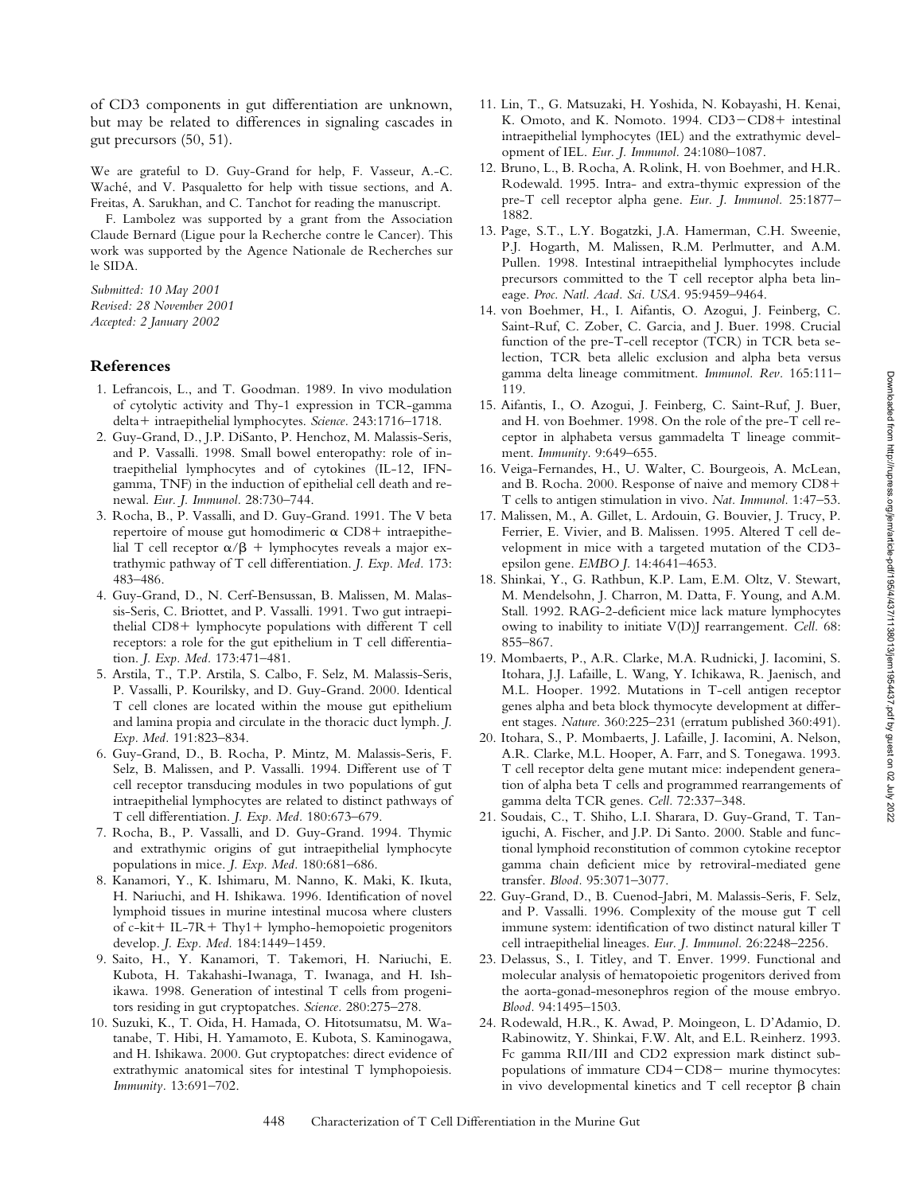of CD3 components in gut differentiation are unknown, but may be related to differences in signaling cascades in gut precursors (50, 51).

We are grateful to D. Guy-Grand for help, F. Vasseur, A.-C. Waché, and V. Pasqualetto for help with tissue sections, and A. Freitas, A. Sarukhan, and C. Tanchot for reading the manuscript.

F. Lambolez was supported by a grant from the Association Claude Bernard (Ligue pour la Recherche contre le Cancer). This work was supported by the Agence Nationale de Recherches sur le SIDA.

*Submitted: 10 May 2001*
*Revised: 28 November 2001*
*Accepted: 2 January 2002*

## References

1. Lefrancois, L., and T. Goodman. 1989. In vivo modulation of cytolytic activity and Thy-1 expression in TCR-gamma delta+ intraepithelial lymphocytes. *Science.* 243:1716–1718.
2. Guy-Grand, D., J.P. DiSanto, P. Henchoz, M. Malassis-Seris, and P. Vassalli. 1998. Small bowel enteropathy: role of intraepithelial lymphocytes and of cytokines (IL-12, IFN-gamma, TNF) in the induction of epithelial cell death and renewal. *Eur. J. Immunol.* 28:730–744.
3. Rocha, B., P. Vassalli, and D. Guy-Grand. 1991. The V beta repertoire of mouse gut homodimeric α CD8+ intraepithelial T cell receptor α/β + lymphocytes reveals a major extrathymic pathway of T cell differentiation. *J. Exp. Med.* 173: 483–486.
4. Guy-Grand, D., N. Cerf-Bensussan, B. Malissen, M. Malassis-Seris, C. Briottet, and P. Vassalli. 1991. Two gut intraepithelial CD8+ lymphocyte populations with different T cell receptors: a role for the gut epithelium in T cell differentiation. *J. Exp. Med.* 173:471–481.
5. Arstila, T., T.P. Arstila, S. Calbo, F. Selz, M. Malassis-Seris, P. Vassalli, P. Kourilsky, and D. Guy-Grand. 2000. Identical T cell clones are located within the mouse gut epithelium and lamina propia and circulate in the thoracic duct lymph. *J. Exp. Med.* 191:823–834.
6. Guy-Grand, D., B. Rocha, P. Mintz, M. Malassis-Seris, F. Selz, B. Malissen, and P. Vassalli. 1994. Different use of T cell receptor transducing modules in two populations of gut intraepithelial lymphocytes are related to distinct pathways of T cell differentiation. *J. Exp. Med.* 180:673–679.
7. Rocha, B., P. Vassalli, and D. Guy-Grand. 1994. Thymic and extrathymic origins of gut intraepithelial lymphocyte populations in mice. *J. Exp. Med.* 180:681–686.
8. Kanamori, Y., K. Ishimaru, M. Nanno, K. Maki, K. Ikuta, H. Nariuchi, and H. Ishikawa. 1996. Identification of novel lymphoid tissues in murine intestinal mucosa where clusters of c-kit+ IL-7R+ Thy1+ lympho-hemopoietic progenitors develop. *J. Exp. Med.* 184:1449–1459.
9. Saito, H., Y. Kanamori, T. Takemori, H. Nariuchi, E. Kubota, H. Takahashi-Iwanaga, T. Iwanaga, and H. Ishikawa. 1998. Generation of intestinal T cells from progenitors residing in gut cryptopatches. *Science.* 280:275–278.
10. Suzuki, K., T. Oida, H. Hamada, O. Hitotsumatsu, M. Watanabe, T. Hibi, H. Yamamoto, E. Kubota, S. Kaminogawa, and H. Ishikawa. 2000. Gut cryptopatches: direct evidence of extrathymic anatomical sites for intestinal T lymphopoiesis. *Immunity.* 13:691–702.
11. Lin, T., G. Matsuzaki, H. Yoshida, N. Kobayashi, H. Kenai, K. Omoto, and K. Nomoto. 1994. CD3−CD8+ intestinal intraepithelial lymphocytes (IEL) and the extrathymic development of IEL. *Eur. J. Immunol.* 24:1080–1087.
12. Bruno, L., B. Rocha, A. Rolink, H. von Boehmer, and H.R. Rodewald. 1995. Intra- and extra-thymic expression of the pre-T cell receptor alpha gene. *Eur. J. Immunol.* 25:1877–1882.
13. Page, S.T., L.Y. Bogatzki, J.A. Hamerman, C.H. Sweenie, P.J. Hogarth, M. Malissen, R.M. Perlmutter, and A.M. Pullen. 1998. Intestinal intraepithelial lymphocytes include precursors committed to the T cell receptor alpha beta lineage. *Proc. Natl. Acad. Sci. USA.* 95:9459–9464.
14. von Boehmer, H., I. Aifantis, O. Azogui, J. Feinberg, C. Saint-Ruf, C. Zober, C. Garcia, and J. Buer. 1998. Crucial function of the pre-T-cell receptor (TCR) in TCR beta selection, TCR beta allelic exclusion and alpha beta versus gamma delta lineage commitment. *Immunol. Rev.* 165:111–119.
15. Aifantis, I., O. Azogui, J. Feinberg, C. Saint-Ruf, J. Buer, and H. von Boehmer. 1998. On the role of the pre-T cell receptor in alphabeta versus gammadelta T lineage commitment. *Immunity.* 9:649–655.
16. Veiga-Fernandes, H., U. Walter, C. Bourgeois, A. McLean, and B. Rocha. 2000. Response of naive and memory CD8+ T cells to antigen stimulation in vivo. *Nat. Immunol.* 1:47–53.
17. Malissen, M., A. Gillet, L. Ardouin, G. Bouvier, J. Trucy, P. Ferrier, E. Vivier, and B. Malissen. 1995. Altered T cell development in mice with a targeted mutation of the CD3-epsilon gene. *EMBO J.* 14:4641–4653.
18. Shinkai, Y., G. Rathbun, K.P. Lam, E.M. Oltz, V. Stewart, M. Mendelsohn, J. Charron, M. Datta, F. Young, and A.M. Stall. 1992. RAG-2-deficient mice lack mature lymphocytes owing to inability to initiate V(D)J rearrangement. *Cell.* 68: 855–867.
19. Mombaerts, P., A.R. Clarke, M.A. Rudnicki, J. Iacomini, S. Itohara, J.J. Lafaille, L. Wang, Y. Ichikawa, R. Jaenisch, and M.L. Hooper. 1992. Mutations in T-cell antigen receptor genes alpha and beta block thymocyte development at different stages. *Nature.* 360:225–231 (erratum published 360:491).
20. Itohara, S., P. Mombaerts, J. Lafaille, J. Iacomini, A. Nelson, A.R. Clarke, M.L. Hooper, A. Farr, and S. Tonegawa. 1993. T cell receptor delta gene mutant mice: independent generation of alpha beta T cells and programmed rearrangements of gamma delta TCR genes. *Cell.* 72:337–348.
21. Soudais, C., T. Shiho, L.I. Sharara, D. Guy-Grand, T. Taniguchi, A. Fischer, and J.P. Di Santo. 2000. Stable and functional lymphoid reconstitution of common cytokine receptor gamma chain deficient mice by retroviral-mediated gene transfer. *Blood.* 95:3071–3077.
22. Guy-Grand, D., B. Cuenod-Jabri, M. Malassis-Seris, F. Selz, and P. Vassalli. 1996. Complexity of the mouse gut T cell immune system: identification of two distinct natural killer T cell intraepithelial lineages. *Eur. J. Immunol.* 26:2248–2256.
23. Delassus, S., I. Titley, and T. Enver. 1999. Functional and molecular analysis of hematopoietic progenitors derived from the aorta-gonad-mesonephros region of the mouse embryo. *Blood.* 94:1495–1503.
24. Rodewald, H.R., K. Awad, P. Moingeon, L. D'Adamio, D. Rabinowitz, Y. Shinkai, F.W. Alt, and E.L. Reinherz. 1993. Fc gamma RII/III and CD2 expression mark distinct subpopulations of immature CD4−CD8− murine thymocytes: in vivo developmental kinetics and T cell receptor β chain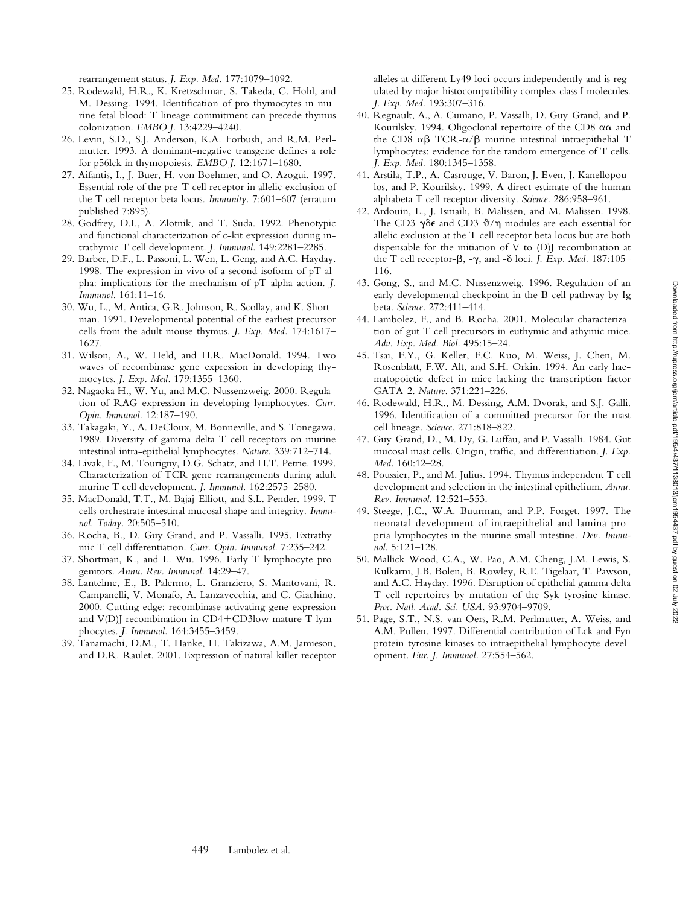rearrangement status. *J. Exp. Med.* 177:1079–1092.

25. Rodewald, H.R., K. Kretzschmar, S. Takeda, C. Hohl, and M. Dessing. 1994. Identification of pro-thymocytes in murine fetal blood: T lineage commitment can precede thymus colonization. *EMBO J.* 13:4229–4240.
26. Levin, S.D., S.J. Anderson, K.A. Forbush, and R.M. Perlmutter. 1993. A dominant-negative transgene defines a role for p56lck in thymopoiesis. *EMBO J.* 12:1671–1680.
27. Aifantis, I., J. Buer, H. von Boehmer, and O. Azogui. 1997. Essential role of the pre-T cell receptor in allelic exclusion of the T cell receptor beta locus. *Immunity.* 7:601–607 (erratum published 7:895).
28. Godfrey, D.I., A. Zlotnik, and T. Suda. 1992. Phenotypic and functional characterization of c-kit expression during intrathymic T cell development. *J. Immunol.* 149:2281–2285.
29. Barber, D.F., L. Passoni, L. Wen, L. Geng, and A.C. Hayday. 1998. The expression in vivo of a second isoform of pT alpha: implications for the mechanism of pT alpha action. *J. Immunol.* 161:11–16.
30. Wu, L., M. Antica, G.R. Johnson, R. Scollay, and K. Shortman. 1991. Developmental potential of the earliest precursor cells from the adult mouse thymus. *J. Exp. Med.* 174:1617–1627.
31. Wilson, A., W. Held, and H.R. MacDonald. 1994. Two waves of recombinase gene expression in developing thymocytes. *J. Exp. Med.* 179:1355–1360.
32. Nagaoka H., W. Yu, and M.C. Nussenzweig. 2000. Regulation of RAG expression in developing lymphocytes. *Curr. Opin. Immunol.* 12:187–190.
33. Takagaki, Y., A. DeCloux, M. Bonneville, and S. Tonegawa. 1989. Diversity of gamma delta T-cell receptors on murine intestinal intra-epithelial lymphocytes. *Nature.* 339:712–714.
34. Livak, F., M. Tourigny, D.G. Schatz, and H.T. Petrie. 1999. Characterization of TCR gene rearrangements during adult murine T cell development. *J. Immunol.* 162:2575–2580.
35. MacDonald, T.T., M. Bajaj-Elliott, and S.L. Pender. 1999. T cells orchestrate intestinal mucosal shape and integrity. *Immunol. Today.* 20:505–510.
36. Rocha, B., D. Guy-Grand, and P. Vassalli. 1995. Extrathymic T cell differentiation. *Curr. Opin. Immunol.* 7:235–242.
37. Shortman, K., and L. Wu. 1996. Early T lymphocyte progenitors. *Annu. Rev. Immunol.* 14:29–47.
38. Lantelme, E., B. Palermo, L. Granziero, S. Mantovani, R. Campanelli, V. Monafo, A. Lanzavecchia, and C. Giachino. 2000. Cutting edge: recombinase-activating gene expression and V(D)J recombination in CD4+CD3low mature T lymphocytes. *J. Immunol.* 164:3455–3459.
39. Tanamachi, D.M., T. Hanke, H. Takizawa, A.M. Jamieson, and D.R. Raulet. 2001. Expression of natural killer receptor alleles at different Ly49 loci occurs independently and is regulated by major histocompatibility complex class I molecules. *J. Exp. Med.* 193:307–316.
40. Regnault, A., A. Cumano, P. Vassalli, D. Guy-Grand, and P. Kourilsky. 1994. Oligoclonal repertoire of the CD8 αα and the CD8 αβ TCR-α/β murine intestinal intraepithelial T lymphocytes: evidence for the random emergence of T cells. *J. Exp. Med.* 180:1345–1358.
41. Arstila, T.P., A. Casrouge, V. Baron, J. Even, J. Kanellopoulos, and P. Kourilsky. 1999. A direct estimate of the human alphabeta T cell receptor diversity. *Science.* 286:958–961.
42. Ardouin, L., J. Ismaili, B. Malissen, and M. Malissen. 1998. The CD3-γδε and CD3-ϑ/η modules are each essential for allelic exclusion at the T cell receptor beta locus but are both dispensable for the initiation of V to (D)J recombination at the T cell receptor-β, -γ, and -δ loci. *J. Exp. Med.* 187:105–116.
43. Gong, S., and M.C. Nussenzweig. 1996. Regulation of an early developmental checkpoint in the B cell pathway by Ig beta. *Science.* 272:411–414.
44. Lambolez, F., and B. Rocha. 2001. Molecular characterization of gut T cell precursors in euthymic and athymic mice. *Adv. Exp. Med. Biol.* 495:15–24.
45. Tsai, F.Y., G. Keller, F.C. Kuo, M. Weiss, J. Chen, M. Rosenblatt, F.W. Alt, and S.H. Orkin. 1994. An early haematopoietic defect in mice lacking the transcription factor GATA-2. *Nature.* 371:221–226.
46. Rodewald, H.R., M. Dessing, A.M. Dvorak, and S.J. Galli. 1996. Identification of a committed precursor for the mast cell lineage. *Science.* 271:818–822.
47. Guy-Grand, D., M. Dy, G. Luffau, and P. Vassalli. 1984. Gut mucosal mast cells. Origin, traffic, and differentiation. *J. Exp. Med.* 160:12–28.
48. Poussier, P., and M. Julius. 1994. Thymus independent T cell development and selection in the intestinal epithelium. *Annu. Rev. Immunol.* 12:521–553.
49. Steege, J.C., W.A. Buurman, and P.P. Forget. 1997. The neonatal development of intraepithelial and lamina propria lymphocytes in the murine small intestine. *Dev. Immunol.* 5:121–128.
50. Mallick-Wood, C.A., W. Pao, A.M. Cheng, J.M. Lewis, S. Kulkarni, J.B. Bolen, B. Rowley, R.E. Tigelaar, T. Pawson, and A.C. Hayday. 1996. Disruption of epithelial gamma delta T cell repertoires by mutation of the Syk tyrosine kinase. *Proc. Natl. Acad. Sci. USA.* 93:9704–9709.
51. Page, S.T., N.S. van Oers, R.M. Perlmutter, A. Weiss, and A.M. Pullen. 1997. Differential contribution of Lck and Fyn protein tyrosine kinases to intraepithelial lymphocyte development. *Eur. J. Immunol.* 27:554–562.